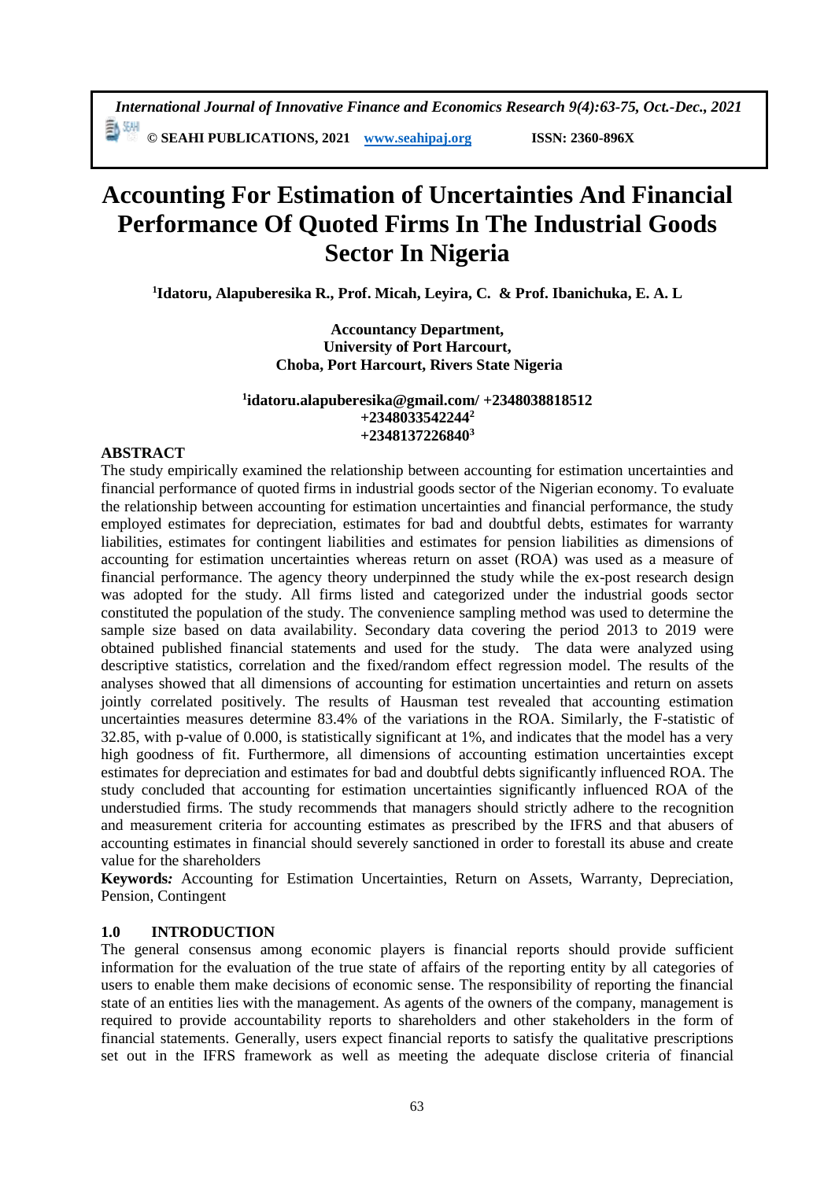# Accounting For Estimation of Uncertainties And Financial Performance Of Quoted Firms In The Industrial Goods Sector In Nigeria

**[1]Idatoru, Alapuberesika R., Prof. Micah, Leyira, C. & Prof. Ibanichuka, E. A. L**

**Accountancy Department,**
**University of Port Harcourt,**
**Choba, Port Harcourt, Rivers State Nigeria**

**[1]idatoru.alapuberesika@gmail.com/ +2348038818512**
**+2348033542244[2]**
**+2348137226840[3]**

## ABSTRACT

The study empirically examined the relationship between accounting for estimation uncertainties and financial performance of quoted firms in industrial goods sector of the Nigerian economy. To evaluate the relationship between accounting for estimation uncertainties and financial performance, the study employed estimates for depreciation, estimates for bad and doubtful debts, estimates for warranty liabilities, estimates for contingent liabilities and estimates for pension liabilities as dimensions of accounting for estimation uncertainties whereas return on asset (ROA) was used as a measure of financial performance. The agency theory underpinned the study while the ex-post research design was adopted for the study. All firms listed and categorized under the industrial goods sector constituted the population of the study. The convenience sampling method was used to determine the sample size based on data availability. Secondary data covering the period 2013 to 2019 were obtained published financial statements and used for the study. The data were analyzed using descriptive statistics, correlation and the fixed/random effect regression model. The results of the analyses showed that all dimensions of accounting for estimation uncertainties and return on assets jointly correlated positively. The results of Hausman test revealed that accounting estimation uncertainties measures determine 83.4% of the variations in the ROA. Similarly, the F-statistic of 32.85, with p-value of 0.000, is statistically significant at 1%, and indicates that the model has a very high goodness of fit. Furthermore, all dimensions of accounting estimation uncertainties except estimates for depreciation and estimates for bad and doubtful debts significantly influenced ROA. The study concluded that accounting for estimation uncertainties significantly influenced ROA of the understudied firms. The study recommends that managers should strictly adhere to the recognition and measurement criteria for accounting estimates as prescribed by the IFRS and that abusers of accounting estimates in financial should severely sanctioned in order to forestall its abuse and create value for the shareholders

***Keywords:*** Accounting for Estimation Uncertainties, Return on Assets, Warranty, Depreciation, Pension, Contingent

## 1.0 INTRODUCTION

The general consensus among economic players is financial reports should provide sufficient information for the evaluation of the true state of affairs of the reporting entity by all categories of users to enable them make decisions of economic sense. The responsibility of reporting the financial state of an entities lies with the management. As agents of the owners of the company, management is required to provide accountability reports to shareholders and other stakeholders in the form of financial statements. Generally, users expect financial reports to satisfy the qualitative prescriptions set out in the IFRS framework as well as meeting the adequate disclose criteria of financial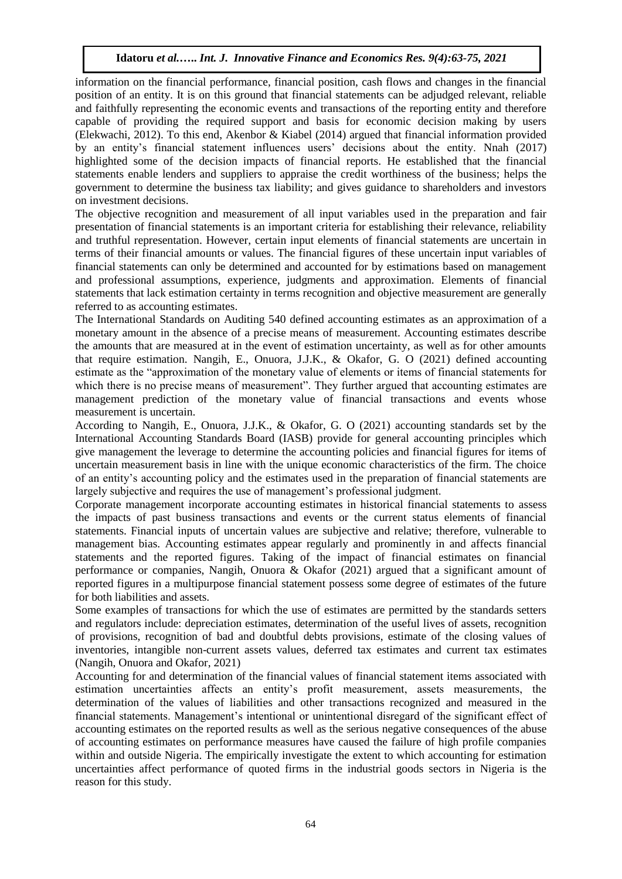information on the financial performance, financial position, cash flows and changes in the financial position of an entity. It is on this ground that financial statements can be adjudged relevant, reliable and faithfully representing the economic events and transactions of the reporting entity and therefore capable of providing the required support and basis for economic decision making by users (Elekwachi, 2012). To this end, Akenbor & Kiabel (2014) argued that financial information provided by an entity's financial statement influences users' decisions about the entity. Nnah (2017) highlighted some of the decision impacts of financial reports. He established that the financial statements enable lenders and suppliers to appraise the credit worthiness of the business; helps the government to determine the business tax liability; and gives guidance to shareholders and investors on investment decisions.

The objective recognition and measurement of all input variables used in the preparation and fair presentation of financial statements is an important criteria for establishing their relevance, reliability and truthful representation. However, certain input elements of financial statements are uncertain in terms of their financial amounts or values. The financial figures of these uncertain input variables of financial statements can only be determined and accounted for by estimations based on management and professional assumptions, experience, judgments and approximation. Elements of financial statements that lack estimation certainty in terms recognition and objective measurement are generally referred to as accounting estimates.

The International Standards on Auditing 540 defined accounting estimates as an approximation of a monetary amount in the absence of a precise means of measurement. Accounting estimates describe the amounts that are measured at in the event of estimation uncertainty, as well as for other amounts that require estimation. Nangih, E., Onuora, J.J.K., & Okafor, G. O (2021) defined accounting estimate as the "approximation of the monetary value of elements or items of financial statements for which there is no precise means of measurement". They further argued that accounting estimates are management prediction of the monetary value of financial transactions and events whose measurement is uncertain.

According to Nangih, E., Onuora, J.J.K., & Okafor, G. O (2021) accounting standards set by the International Accounting Standards Board (IASB) provide for general accounting principles which give management the leverage to determine the accounting policies and financial figures for items of uncertain measurement basis in line with the unique economic characteristics of the firm. The choice of an entity's accounting policy and the estimates used in the preparation of financial statements are largely subjective and requires the use of management's professional judgment.

Corporate management incorporate accounting estimates in historical financial statements to assess the impacts of past business transactions and events or the current status elements of financial statements. Financial inputs of uncertain values are subjective and relative; therefore, vulnerable to management bias. Accounting estimates appear regularly and prominently in and affects financial statements and the reported figures. Taking of the impact of financial estimates on financial performance or companies, Nangih, Onuora & Okafor (2021) argued that a significant amount of reported figures in a multipurpose financial statement possess some degree of estimates of the future for both liabilities and assets.

Some examples of transactions for which the use of estimates are permitted by the standards setters and regulators include: depreciation estimates, determination of the useful lives of assets, recognition of provisions, recognition of bad and doubtful debts provisions, estimate of the closing values of inventories, intangible non-current assets values, deferred tax estimates and current tax estimates (Nangih, Onuora and Okafor, 2021)

Accounting for and determination of the financial values of financial statement items associated with estimation uncertainties affects an entity's profit measurement, assets measurements, the determination of the values of liabilities and other transactions recognized and measured in the financial statements. Management's intentional or unintentional disregard of the significant effect of accounting estimates on the reported results as well as the serious negative consequences of the abuse of accounting estimates on performance measures have caused the failure of high profile companies within and outside Nigeria. The empirically investigate the extent to which accounting for estimation uncertainties affect performance of quoted firms in the industrial goods sectors in Nigeria is the reason for this study.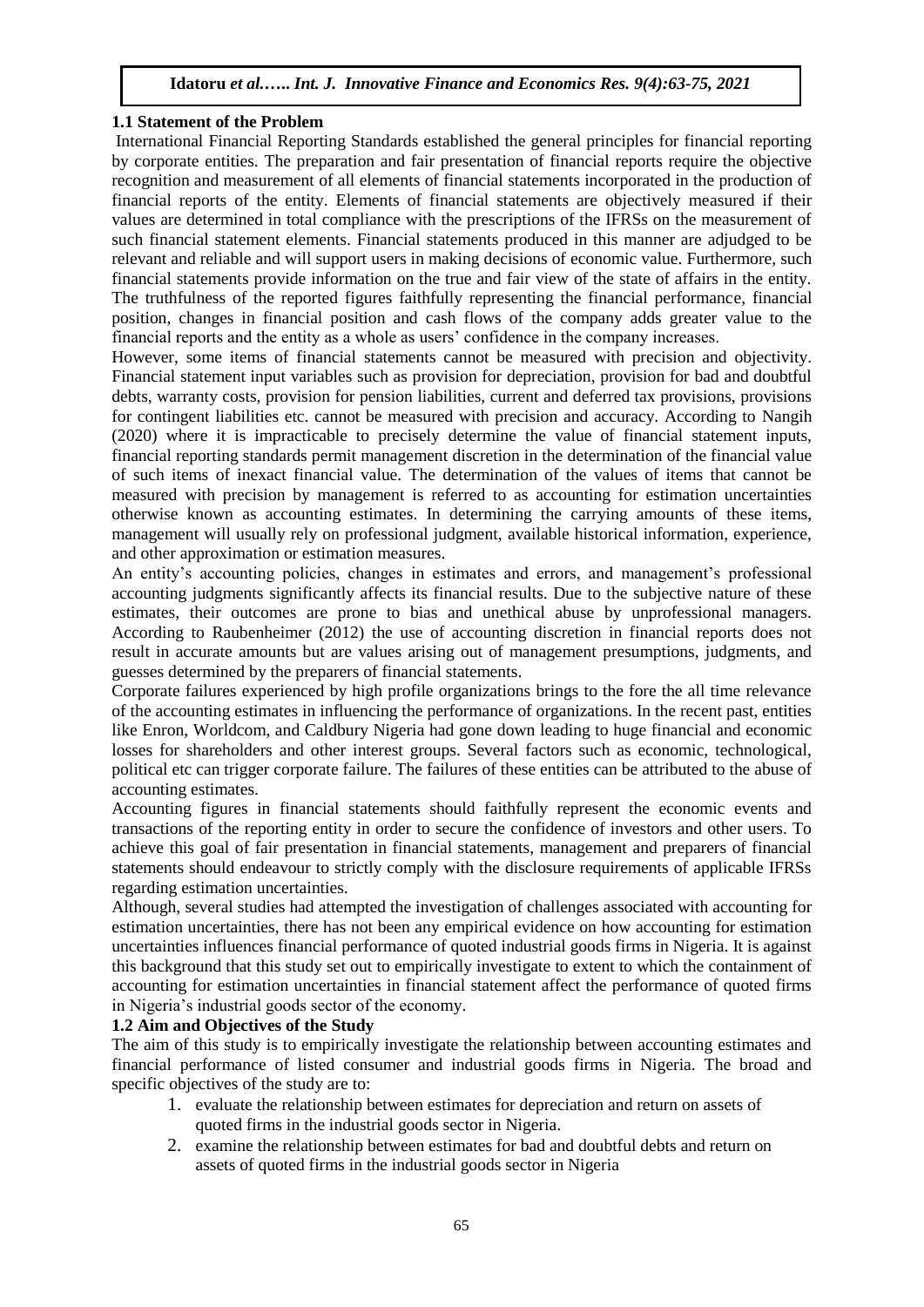### 1.1 Statement of the Problem

International Financial Reporting Standards established the general principles for financial reporting by corporate entities. The preparation and fair presentation of financial reports require the objective recognition and measurement of all elements of financial statements incorporated in the production of financial reports of the entity. Elements of financial statements are objectively measured if their values are determined in total compliance with the prescriptions of the IFRSs on the measurement of such financial statement elements. Financial statements produced in this manner are adjudged to be relevant and reliable and will support users in making decisions of economic value. Furthermore, such financial statements provide information on the true and fair view of the state of affairs in the entity. The truthfulness of the reported figures faithfully representing the financial performance, financial position, changes in financial position and cash flows of the company adds greater value to the financial reports and the entity as a whole as users' confidence in the company increases.

However, some items of financial statements cannot be measured with precision and objectivity. Financial statement input variables such as provision for depreciation, provision for bad and doubtful debts, warranty costs, provision for pension liabilities, current and deferred tax provisions, provisions for contingent liabilities etc. cannot be measured with precision and accuracy. According to Nangih (2020) where it is impracticable to precisely determine the value of financial statement inputs, financial reporting standards permit management discretion in the determination of the financial value of such items of inexact financial value. The determination of the values of items that cannot be measured with precision by management is referred to as accounting for estimation uncertainties otherwise known as accounting estimates. In determining the carrying amounts of these items, management will usually rely on professional judgment, available historical information, experience, and other approximation or estimation measures.

An entity's accounting policies, changes in estimates and errors, and management's professional accounting judgments significantly affects its financial results. Due to the subjective nature of these estimates, their outcomes are prone to bias and unethical abuse by unprofessional managers. According to Raubenheimer (2012) the use of accounting discretion in financial reports does not result in accurate amounts but are values arising out of management presumptions, judgments, and guesses determined by the preparers of financial statements.

Corporate failures experienced by high profile organizations brings to the fore the all time relevance of the accounting estimates in influencing the performance of organizations. In the recent past, entities like Enron, Worldcom, and Caldbury Nigeria had gone down leading to huge financial and economic losses for shareholders and other interest groups. Several factors such as economic, technological, political etc can trigger corporate failure. The failures of these entities can be attributed to the abuse of accounting estimates.

Accounting figures in financial statements should faithfully represent the economic events and transactions of the reporting entity in order to secure the confidence of investors and other users. To achieve this goal of fair presentation in financial statements, management and preparers of financial statements should endeavour to strictly comply with the disclosure requirements of applicable IFRSs regarding estimation uncertainties.

Although, several studies had attempted the investigation of challenges associated with accounting for estimation uncertainties, there has not been any empirical evidence on how accounting for estimation uncertainties influences financial performance of quoted industrial goods firms in Nigeria. It is against this background that this study set out to empirically investigate to extent to which the containment of accounting for estimation uncertainties in financial statement affect the performance of quoted firms in Nigeria's industrial goods sector of the economy.

### 1.2 Aim and Objectives of the Study

The aim of this study is to empirically investigate the relationship between accounting estimates and financial performance of listed consumer and industrial goods firms in Nigeria. The broad and specific objectives of the study are to:

1. evaluate the relationship between estimates for depreciation and return on assets of quoted firms in the industrial goods sector in Nigeria.
2. examine the relationship between estimates for bad and doubtful debts and return on assets of quoted firms in the industrial goods sector in Nigeria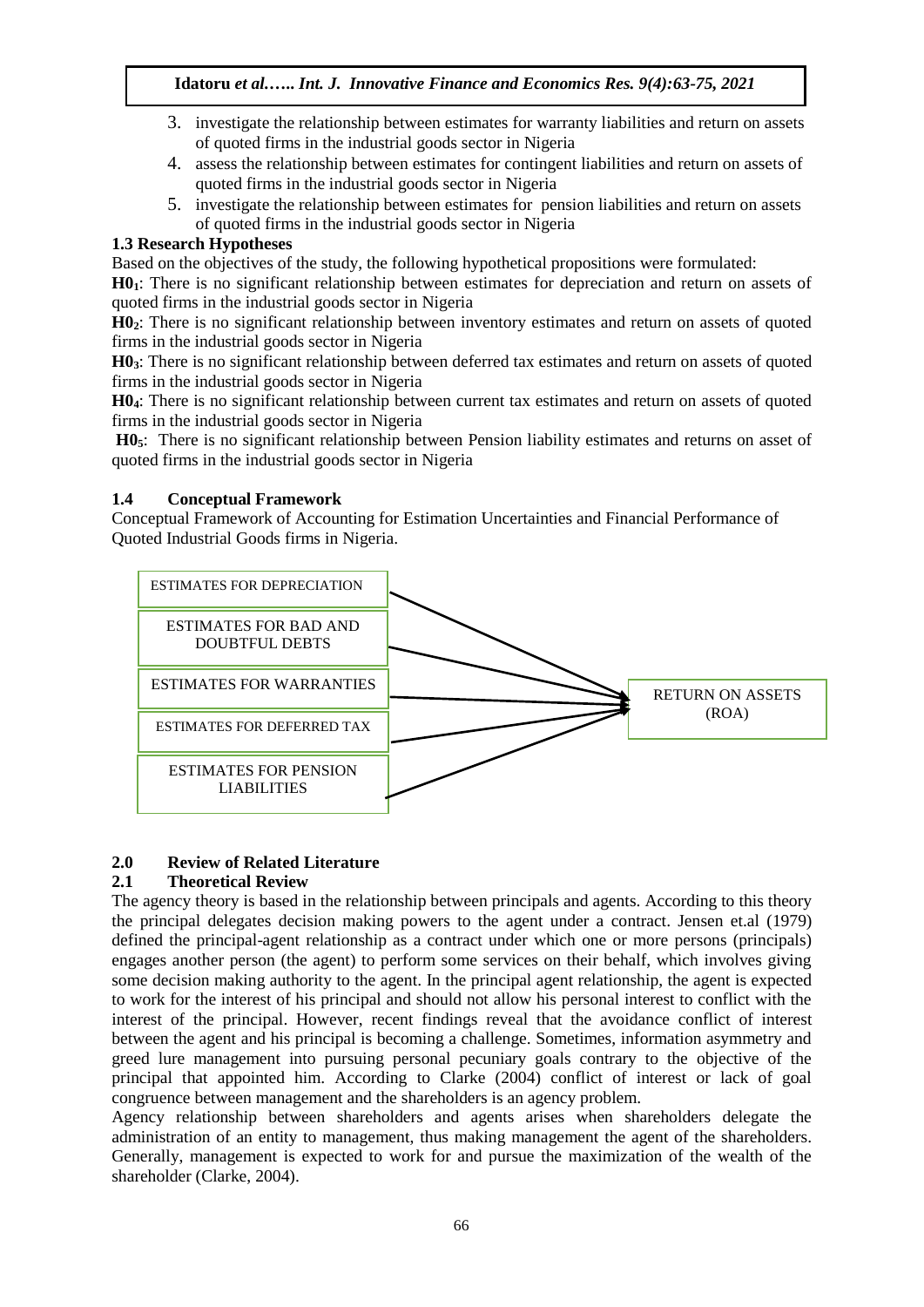3. investigate the relationship between estimates for warranty liabilities and return on assets of quoted firms in the industrial goods sector in Nigeria
4. assess the relationship between estimates for contingent liabilities and return on assets of quoted firms in the industrial goods sector in Nigeria
5. investigate the relationship between estimates for pension liabilities and return on assets of quoted firms in the industrial goods sector in Nigeria

### 1.3 Research Hypotheses

Based on the objectives of the study, the following hypothetical propositions were formulated:

**$H0_1$**: There is no significant relationship between estimates for depreciation and return on assets of quoted firms in the industrial goods sector in Nigeria

**$H0_2$**: There is no significant relationship between inventory estimates and return on assets of quoted firms in the industrial goods sector in Nigeria

**$H0_3$**: There is no significant relationship between deferred tax estimates and return on assets of quoted firms in the industrial goods sector in Nigeria

**$H0_4$**: There is no significant relationship between current tax estimates and return on assets of quoted firms in the industrial goods sector in Nigeria

**$H0_5$**: There is no significant relationship between Pension liability estimates and returns on asset of quoted firms in the industrial goods sector in Nigeria

### 1.4 Conceptual Framework

Conceptual Framework of Accounting for Estimation Uncertainties and Financial Performance of Quoted Industrial Goods firms in Nigeria.

ESTIMATES FOR DEPRECIATION

ESTIMATES FOR BAD AND DOUBTFUL DEBTS

ESTIMATES FOR WARRANTIES

ESTIMATES FOR DEFERRED TAX

ESTIMATES FOR PENSION LIABILITIES

RETURN ON ASSETS (ROA)

## 2.0 Review of Related Literature

### 2.1 Theoretical Review

The agency theory is based in the relationship between principals and agents. According to this theory the principal delegates decision making powers to the agent under a contract. Jensen et.al (1979) defined the principal-agent relationship as a contract under which one or more persons (principals) engages another person (the agent) to perform some services on their behalf, which involves giving some decision making authority to the agent. In the principal agent relationship, the agent is expected to work for the interest of his principal and should not allow his personal interest to conflict with the interest of the principal. However, recent findings reveal that the avoidance conflict of interest between the agent and his principal is becoming a challenge. Sometimes, information asymmetry and greed lure management into pursuing personal pecuniary goals contrary to the objective of the principal that appointed him. According to Clarke (2004) conflict of interest or lack of goal congruence between management and the shareholders is an agency problem.

Agency relationship between shareholders and agents arises when shareholders delegate the administration of an entity to management, thus making management the agent of the shareholders. Generally, management is expected to work for and pursue the maximization of the wealth of the shareholder (Clarke, 2004).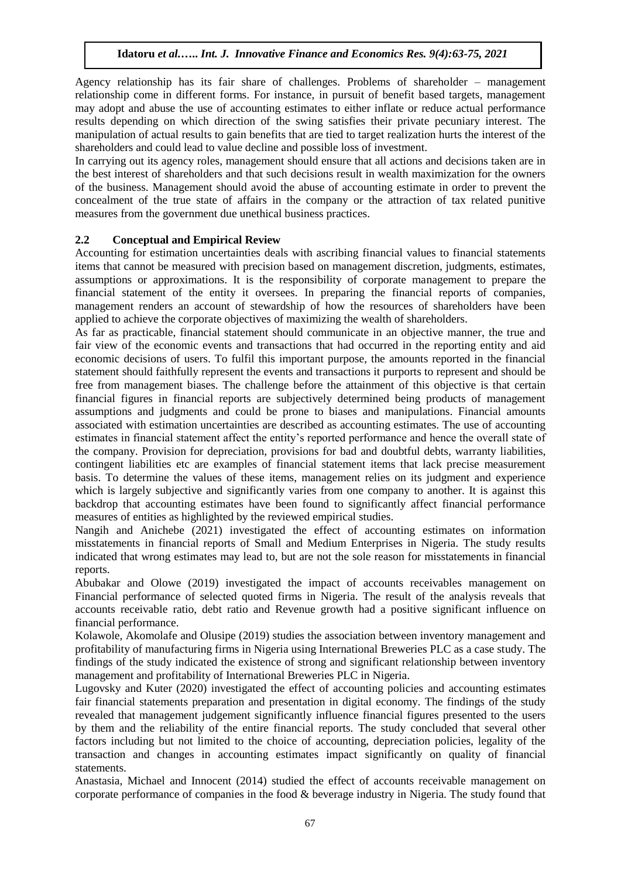Agency relationship has its fair share of challenges. Problems of shareholder – management relationship come in different forms. For instance, in pursuit of benefit based targets, management may adopt and abuse the use of accounting estimates to either inflate or reduce actual performance results depending on which direction of the swing satisfies their private pecuniary interest. The manipulation of actual results to gain benefits that are tied to target realization hurts the interest of the shareholders and could lead to value decline and possible loss of investment.

In carrying out its agency roles, management should ensure that all actions and decisions taken are in the best interest of shareholders and that such decisions result in wealth maximization for the owners of the business. Management should avoid the abuse of accounting estimate in order to prevent the concealment of the true state of affairs in the company or the attraction of tax related punitive measures from the government due unethical business practices.

## 2.2 Conceptual and Empirical Review

Accounting for estimation uncertainties deals with ascribing financial values to financial statements items that cannot be measured with precision based on management discretion, judgments, estimates, assumptions or approximations. It is the responsibility of corporate management to prepare the financial statement of the entity it oversees. In preparing the financial reports of companies, management renders an account of stewardship of how the resources of shareholders have been applied to achieve the corporate objectives of maximizing the wealth of shareholders.

As far as practicable, financial statement should communicate in an objective manner, the true and fair view of the economic events and transactions that had occurred in the reporting entity and aid economic decisions of users. To fulfil this important purpose, the amounts reported in the financial statement should faithfully represent the events and transactions it purports to represent and should be free from management biases. The challenge before the attainment of this objective is that certain financial figures in financial reports are subjectively determined being products of management assumptions and judgments and could be prone to biases and manipulations. Financial amounts associated with estimation uncertainties are described as accounting estimates. The use of accounting estimates in financial statement affect the entity's reported performance and hence the overall state of the company. Provision for depreciation, provisions for bad and doubtful debts, warranty liabilities, contingent liabilities etc are examples of financial statement items that lack precise measurement basis. To determine the values of these items, management relies on its judgment and experience which is largely subjective and significantly varies from one company to another. It is against this backdrop that accounting estimates have been found to significantly affect financial performance measures of entities as highlighted by the reviewed empirical studies.

Nangih and Anichebe (2021) investigated the effect of accounting estimates on information misstatements in financial reports of Small and Medium Enterprises in Nigeria. The study results indicated that wrong estimates may lead to, but are not the sole reason for misstatements in financial reports.

Abubakar and Olowe (2019) investigated the impact of accounts receivables management on Financial performance of selected quoted firms in Nigeria. The result of the analysis reveals that accounts receivable ratio, debt ratio and Revenue growth had a positive significant influence on financial performance.

Kolawole, Akomolafe and Olusipe (2019) studies the association between inventory management and profitability of manufacturing firms in Nigeria using International Breweries PLC as a case study. The findings of the study indicated the existence of strong and significant relationship between inventory management and profitability of International Breweries PLC in Nigeria.

Lugovsky and Kuter (2020) investigated the effect of accounting policies and accounting estimates fair financial statements preparation and presentation in digital economy. The findings of the study revealed that management judgement significantly influence financial figures presented to the users by them and the reliability of the entire financial reports. The study concluded that several other factors including but not limited to the choice of accounting, depreciation policies, legality of the transaction and changes in accounting estimates impact significantly on quality of financial statements.

Anastasia, Michael and Innocent (2014) studied the effect of accounts receivable management on corporate performance of companies in the food & beverage industry in Nigeria. The study found that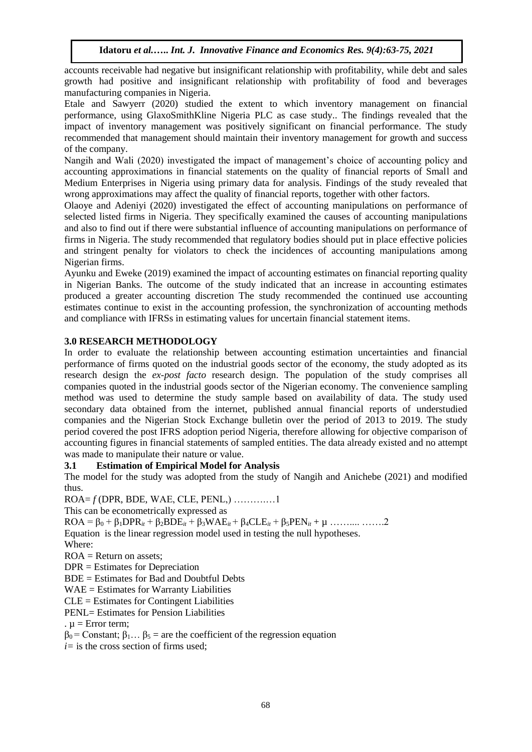accounts receivable had negative but insignificant relationship with profitability, while debt and sales growth had positive and insignificant relationship with profitability of food and beverages manufacturing companies in Nigeria.

Etale and Sawyerr (2020) studied the extent to which inventory management on financial performance, using GlaxoSmithKline Nigeria PLC as case study.. The findings revealed that the impact of inventory management was positively significant on financial performance. The study recommended that management should maintain their inventory management for growth and success of the company.

Nangih and Wali (2020) investigated the impact of management's choice of accounting policy and accounting approximations in financial statements on the quality of financial reports of Small and Medium Enterprises in Nigeria using primary data for analysis. Findings of the study revealed that wrong approximations may affect the quality of financial reports, together with other factors.

Olaoye and Adeniyi (2020) investigated the effect of accounting manipulations on performance of selected listed firms in Nigeria. They specifically examined the causes of accounting manipulations and also to find out if there were substantial influence of accounting manipulations on performance of firms in Nigeria. The study recommended that regulatory bodies should put in place effective policies and stringent penalty for violators to check the incidences of accounting manipulations among Nigerian firms.

Ayunku and Eweke (2019) examined the impact of accounting estimates on financial reporting quality in Nigerian Banks. The outcome of the study indicated that an increase in accounting estimates produced a greater accounting discretion The study recommended the continued use accounting estimates continue to exist in the accounting profession, the synchronization of accounting methods and compliance with IFRSs in estimating values for uncertain financial statement items.

## 3.0 RESEARCH METHODOLOGY

In order to evaluate the relationship between accounting estimation uncertainties and financial performance of firms quoted on the industrial goods sector of the economy, the study adopted as its research design the *ex-post facto* research design. The population of the study comprises all companies quoted in the industrial goods sector of the Nigerian economy. The convenience sampling method was used to determine the study sample based on availability of data. The study used secondary data obtained from the internet, published annual financial reports of understudied companies and the Nigerian Stock Exchange bulletin over the period of 2013 to 2019. The study period covered the post IFRS adoption period Nigeria, therefore allowing for objective comparison of accounting figures in financial statements of sampled entities. The data already existed and no attempt was made to manipulate their nature or value.

### 3.1 Estimation of Empirical Model for Analysis

The model for the study was adopted from the study of Nangih and Anichebe (2021) and modified thus.

ROA= *f* (DPR, BDE, WAE, CLE, PENL,) ……….…1

This can be econometrically expressed as

$ROA = \beta_0 + \beta_1 DPR_{it} + \beta_2 BDE_{it} + \beta_3 WAE_{it} + \beta_4 CLE_{it} + \beta_5 PEN_{it} + \mu$ …….... …….2

Equation is the linear regression model used in testing the null hypotheses.

Where:

ROA = Return on assets;

DPR = Estimates for Depreciation

BDE = Estimates for Bad and Doubtful Debts

WAE = Estimates for Warranty Liabilities

CLE = Estimates for Contingent Liabilities

PENL= Estimates for Pension Liabilities

. $\mu$ = Error term;

$\beta_0$ = Constant; $\beta_1 \ldots \beta_5$ = are the coefficient of the regression equation

$i$ = is the cross section of firms used;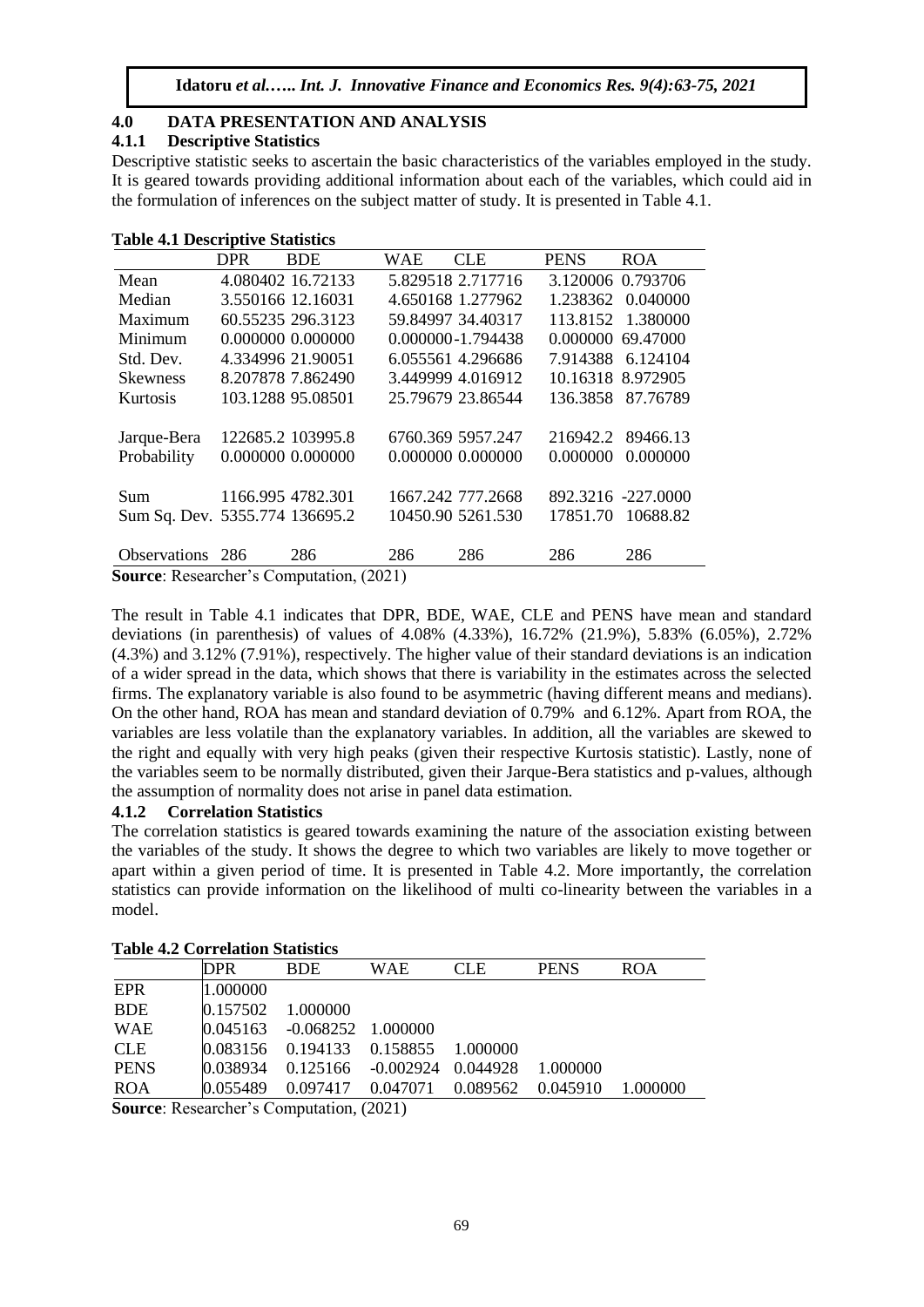## 4.0 DATA PRESENTATION AND ANALYSIS

### 4.1.1 Descriptive Statistics

Descriptive statistic seeks to ascertain the basic characteristics of the variables employed in the study. It is geared towards providing additional information about each of the variables, which could aid in the formulation of inferences on the subject matter of study. It is presented in Table 4.1.

**Table 4.1 Descriptive Statistics**

| | DPR | BDE | WAE | CLE | PENS | ROA |
|---|---|---|---|---|---|---|
| Mean | 4.080402 | 16.72133 | 5.829518 | 2.717716 | 3.120006 | 0.793706 |
| Median | 3.550166 | 12.16031 | 4.650168 | 1.277962 | 1.238362 | 0.040000 |
| Maximum | 60.55235 | 296.3123 | 59.84997 | 34.40317 | 113.8152 | 1.380000 |
| Minimum | 0.000000 | 0.000000 | 0.000000 | -1.794438 | 0.000000 | 69.47000 |
| Std. Dev. | 4.334996 | 21.90051 | 6.055561 | 4.296686 | 7.914388 | 6.124104 |
| Skewness | 8.207878 | 7.862490 | 3.449999 | 4.016912 | 10.16318 | 8.972905 |
| Kurtosis | 103.1288 | 95.08501 | 25.79679 | 23.86544 | 136.3858 | 87.76789 |
| Jarque-Bera | 122685.2 | 103995.8 | 6760.369 | 5957.247 | 216942.2 | 89466.13 |
| Probability | 0.000000 | 0.000000 | 0.000000 | 0.000000 | 0.000000 | 0.000000 |
| Sum | 1166.995 | 4782.301 | 1667.242 | 777.2668 | 892.3216 | -227.0000 |
| Sum Sq. Dev. | 5355.774 | 136695.2 | 10450.90 | 5261.530 | 17851.70 | 10688.82 |
| Observations | 286 | 286 | 286 | 286 | 286 | 286 |

**Source**: Researcher's Computation, (2021)

The result in Table 4.1 indicates that DPR, BDE, WAE, CLE and PENS have mean and standard deviations (in parenthesis) of values of 4.08% (4.33%), 16.72% (21.9%), 5.83% (6.05%), 2.72% (4.3%) and 3.12% (7.91%), respectively. The higher value of their standard deviations is an indication of a wider spread in the data, which shows that there is variability in the estimates across the selected firms. The explanatory variable is also found to be asymmetric (having different means and medians). On the other hand, ROA has mean and standard deviation of 0.79% and 6.12%. Apart from ROA, the variables are less volatile than the explanatory variables. In addition, all the variables are skewed to the right and equally with very high peaks (given their respective Kurtosis statistic). Lastly, none of the variables seem to be normally distributed, given their Jarque-Bera statistics and p-values, although the assumption of normality does not arise in panel data estimation.

### 4.1.2 Correlation Statistics

The correlation statistics is geared towards examining the nature of the association existing between the variables of the study. It shows the degree to which two variables are likely to move together or apart within a given period of time. It is presented in Table 4.2. More importantly, the correlation statistics can provide information on the likelihood of multi co-linearity between the variables in a model.

**Table 4.2 Correlation Statistics**

| | DPR | BDE | WAE | CLE | PENS | ROA |
|---|---|---|---|---|---|---|
| EPR | 1.000000 | | | | | |
| BDE | 0.157502 | 1.000000 | | | | |
| WAE | 0.045163 | -0.068252 | 1.000000 | | | |
| CLE | 0.083156 | 0.194133 | 0.158855 | 1.000000 | | |
| PENS | 0.038934 | 0.125166 | -0.002924 | 0.044928 | 1.000000 | |
| ROA | 0.055489 | 0.097417 | 0.047071 | 0.089562 | 0.045910 | 1.000000 |

**Source**: Researcher's Computation, (2021)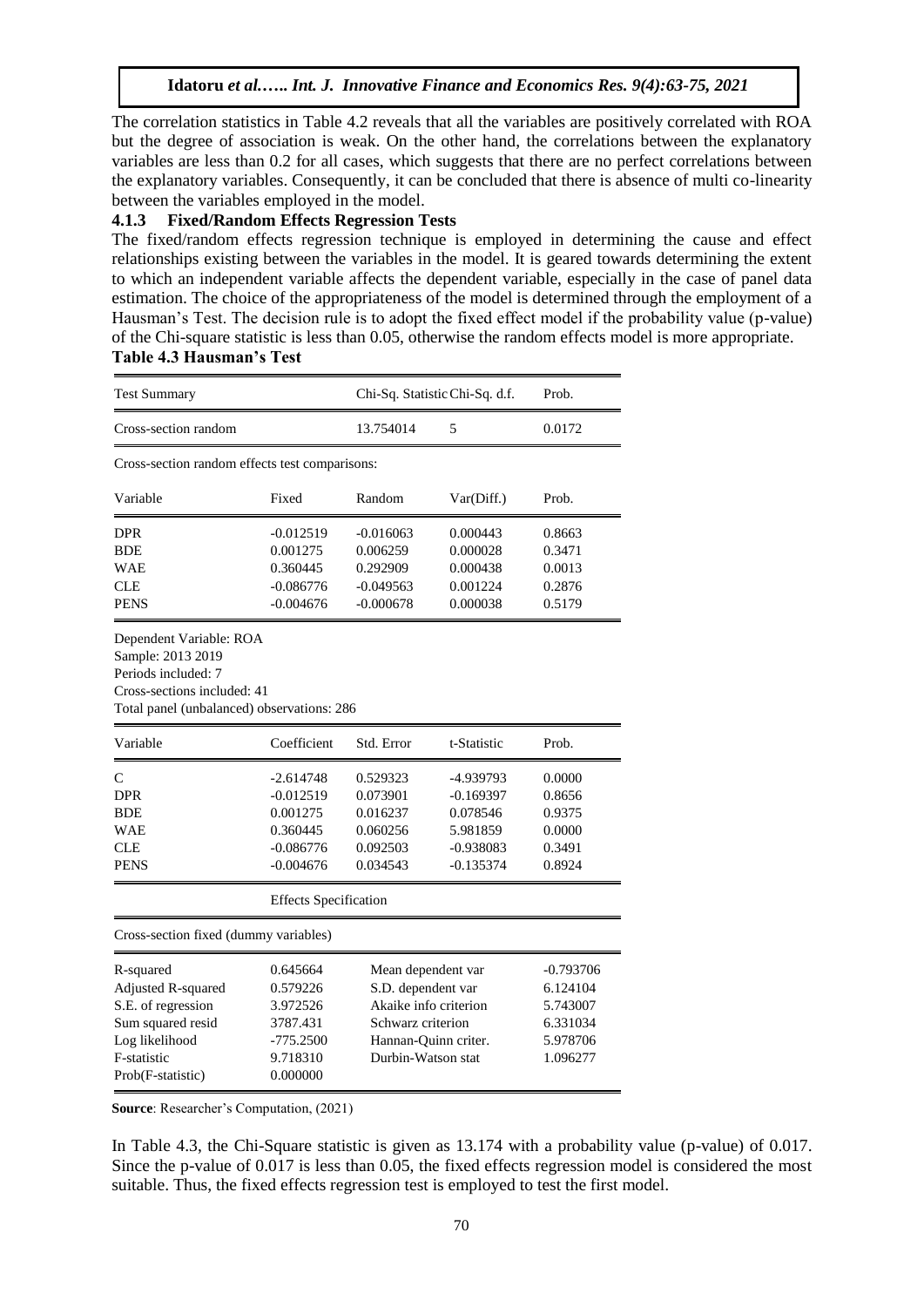The correlation statistics in Table 4.2 reveals that all the variables are positively correlated with ROA but the degree of association is weak. On the other hand, the correlations between the explanatory variables are less than 0.2 for all cases, which suggests that there are no perfect correlations between the explanatory variables. Consequently, it can be concluded that there is absence of multi co-linearity between the variables employed in the model.

### 4.1.3 Fixed/Random Effects Regression Tests

The fixed/random effects regression technique is employed in determining the cause and effect relationships existing between the variables in the model. It is geared towards determining the extent to which an independent variable affects the dependent variable, especially in the case of panel data estimation. The choice of the appropriateness of the model is determined through the employment of a Hausman's Test. The decision rule is to adopt the fixed effect model if the probability value (p-value) of the Chi-square statistic is less than 0.05, otherwise the random effects model is more appropriate.

**Table 4.3 Hausman's Test**

| Test Summary | Chi-Sq. Statistic | Chi-Sq. d.f. | Prob. |
|---|---|---|---|
| Cross-section random | 13.754014 | 5 | 0.0172 |

Cross-section random effects test comparisons:

| Variable | Fixed | Random | Var(Diff.) | Prob. |
|---|---|---|---|---|
| DPR | -0.012519 | -0.016063 | 0.000443 | 0.8663 |
| BDE | 0.001275 | 0.006259 | 0.000028 | 0.3471 |
| WAE | 0.360445 | 0.292909 | 0.000438 | 0.0013 |
| CLE | -0.086776 | -0.049563 | 0.001224 | 0.2876 |
| PENS | -0.004676 | -0.000678 | 0.000038 | 0.5179 |

Dependent Variable: ROA
Sample: 2013 2019
Periods included: 7
Cross-sections included: 41
Total panel (unbalanced) observations: 286

| Variable | Coefficient | Std. Error | t-Statistic | Prob. |
|---|---|---|---|---|
| C | -2.614748 | 0.529323 | -4.939793 | 0.0000 |
| DPR | -0.012519 | 0.073901 | -0.169397 | 0.8656 |
| BDE | 0.001275 | 0.016237 | 0.078546 | 0.9375 |
| WAE | 0.360445 | 0.060256 | 5.981859 | 0.0000 |
| CLE | -0.086776 | 0.092503 | -0.938083 | 0.3491 |
| PENS | -0.004676 | 0.034543 | -0.135374 | 0.8924 |

Effects Specification

Cross-section fixed (dummy variables)

| | | | |
|---|---|---|---|
| R-squared | 0.645664 | Mean dependent var | -0.793706 |
| Adjusted R-squared | 0.579226 | S.D. dependent var | 6.124104 |
| S.E. of regression | 3.972526 | Akaike info criterion | 5.743007 |
| Sum squared resid | 3787.431 | Schwarz criterion | 6.331034 |
| Log likelihood | -775.2500 | Hannan-Quinn criter. | 5.978706 |
| F-statistic | 9.718310 | Durbin-Watson stat | 1.096277 |
| Prob(F-statistic) | 0.000000 | | |

**Source**: Researcher's Computation, (2021)

In Table 4.3, the Chi-Square statistic is given as 13.174 with a probability value (p-value) of 0.017. Since the p-value of 0.017 is less than 0.05, the fixed effects regression model is considered the most suitable. Thus, the fixed effects regression test is employed to test the first model.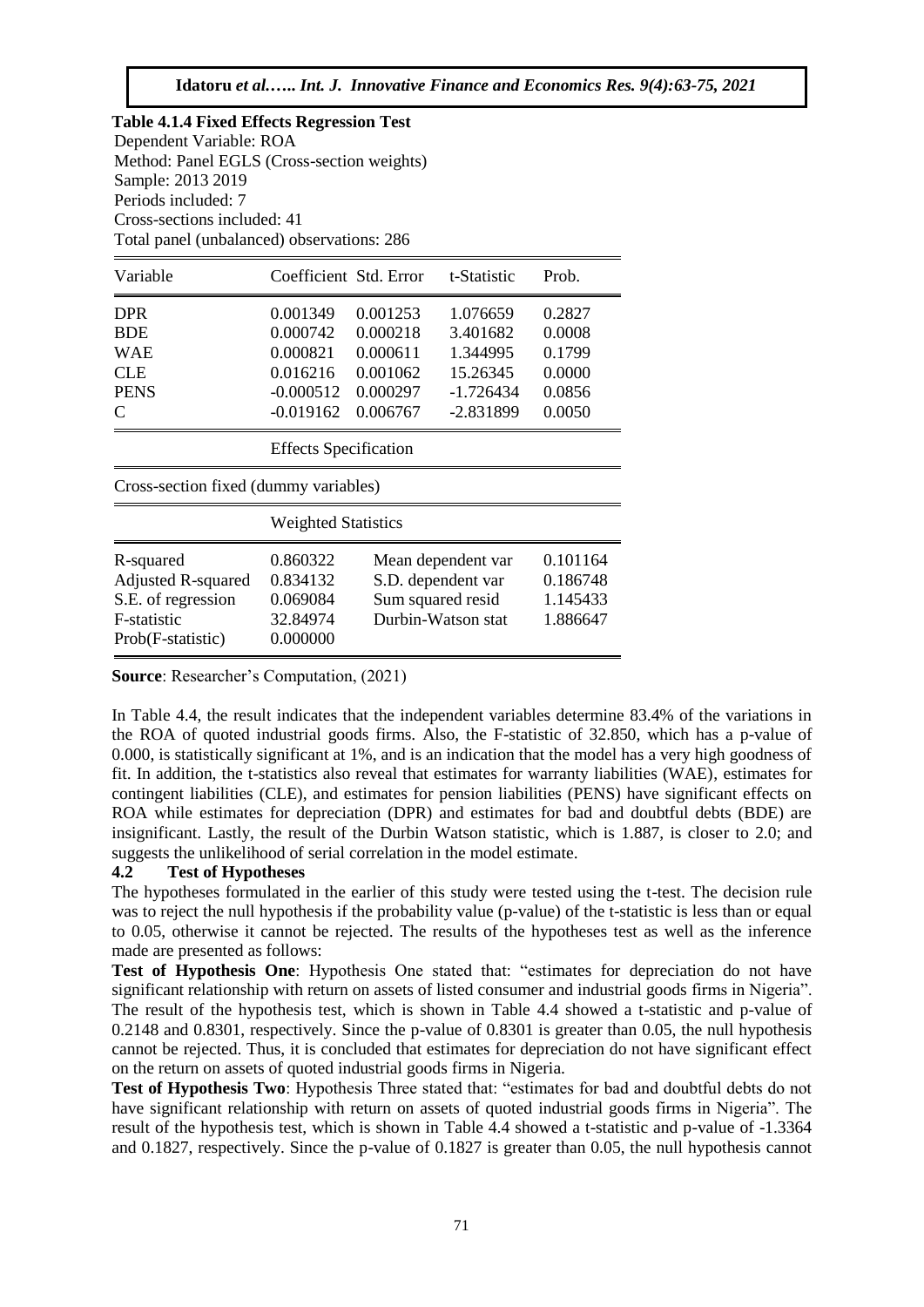**Table 4.1.4 Fixed Effects Regression Test**

Dependent Variable: ROA
Method: Panel EGLS (Cross-section weights)
Sample: 2013 2019
Periods included: 7
Cross-sections included: 41
Total panel (unbalanced) observations: 286

| Variable | Coefficient | Std. Error | t-Statistic | Prob. |
|---|---|---|---|---|
| DPR | 0.001349 | 0.001253 | 1.076659 | 0.2827 |
| BDE | 0.000742 | 0.000218 | 3.401682 | 0.0008 |
| WAE | 0.000821 | 0.000611 | 1.344995 | 0.1799 |
| CLE | 0.016216 | 0.001062 | 15.26345 | 0.0000 |
| PENS | -0.000512 | 0.000297 | -1.726434 | 0.0856 |
| C | -0.019162 | 0.006767 | -2.831899 | 0.0050 |
| | Effects Specification | | | |
| Cross-section fixed (dummy variables) | | | | |
| | Weighted Statistics | | | |
| R-squared | 0.860322 | Mean dependent var | | 0.101164 |
| Adjusted R-squared | 0.834132 | S.D. dependent var | | 0.186748 |
| S.E. of regression | 0.069084 | Sum squared resid | | 1.145433 |
| F-statistic | 32.84974 | Durbin-Watson stat | | 1.886647 |
| Prob(F-statistic) | 0.000000 | | | |

**Source**: Researcher's Computation, (2021)

In Table 4.4, the result indicates that the independent variables determine 83.4% of the variations in the ROA of quoted industrial goods firms. Also, the F-statistic of 32.850, which has a p-value of 0.000, is statistically significant at 1%, and is an indication that the model has a very high goodness of fit. In addition, the t-statistics also reveal that estimates for warranty liabilities (WAE), estimates for contingent liabilities (CLE), and estimates for pension liabilities (PENS) have significant effects on ROA while estimates for depreciation (DPR) and estimates for bad and doubtful debts (BDE) are insignificant. Lastly, the result of the Durbin Watson statistic, which is 1.887, is closer to 2.0; and suggests the unlikelihood of serial correlation in the model estimate.

### 4.2 Test of Hypotheses

The hypotheses formulated in the earlier of this study were tested using the t-test. The decision rule was to reject the null hypothesis if the probability value (p-value) of the t-statistic is less than or equal to 0.05, otherwise it cannot be rejected. The results of the hypotheses test as well as the inference made are presented as follows:

**Test of Hypothesis One**: Hypothesis One stated that: "estimates for depreciation do not have significant relationship with return on assets of listed consumer and industrial goods firms in Nigeria". The result of the hypothesis test, which is shown in Table 4.4 showed a t-statistic and p-value of 0.2148 and 0.8301, respectively. Since the p-value of 0.8301 is greater than 0.05, the null hypothesis cannot be rejected. Thus, it is concluded that estimates for depreciation do not have significant effect on the return on assets of quoted industrial goods firms in Nigeria.

**Test of Hypothesis Two**: Hypothesis Three stated that: "estimates for bad and doubtful debts do not have significant relationship with return on assets of quoted industrial goods firms in Nigeria". The result of the hypothesis test, which is shown in Table 4.4 showed a t-statistic and p-value of -1.3364 and 0.1827, respectively. Since the p-value of 0.1827 is greater than 0.05, the null hypothesis cannot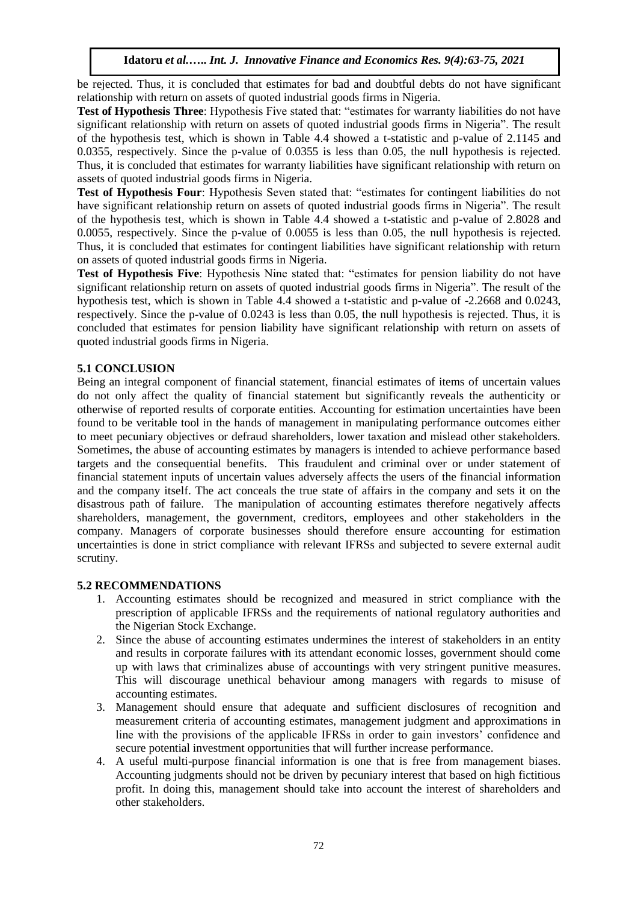be rejected. Thus, it is concluded that estimates for bad and doubtful debts do not have significant relationship with return on assets of quoted industrial goods firms in Nigeria.

**Test of Hypothesis Three**: Hypothesis Five stated that: "estimates for warranty liabilities do not have significant relationship with return on assets of quoted industrial goods firms in Nigeria". The result of the hypothesis test, which is shown in Table 4.4 showed a t-statistic and p-value of 2.1145 and 0.0355, respectively. Since the p-value of 0.0355 is less than 0.05, the null hypothesis is rejected. Thus, it is concluded that estimates for warranty liabilities have significant relationship with return on assets of quoted industrial goods firms in Nigeria.

**Test of Hypothesis Four**: Hypothesis Seven stated that: "estimates for contingent liabilities do not have significant relationship return on assets of quoted industrial goods firms in Nigeria". The result of the hypothesis test, which is shown in Table 4.4 showed a t-statistic and p-value of 2.8028 and 0.0055, respectively. Since the p-value of 0.0055 is less than 0.05, the null hypothesis is rejected. Thus, it is concluded that estimates for contingent liabilities have significant relationship with return on assets of quoted industrial goods firms in Nigeria.

**Test of Hypothesis Five**: Hypothesis Nine stated that: "estimates for pension liability do not have significant relationship return on assets of quoted industrial goods firms in Nigeria". The result of the hypothesis test, which is shown in Table 4.4 showed a t-statistic and p-value of -2.2668 and 0.0243, respectively. Since the p-value of 0.0243 is less than 0.05, the null hypothesis is rejected. Thus, it is concluded that estimates for pension liability have significant relationship with return on assets of quoted industrial goods firms in Nigeria.

## 5.1 CONCLUSION

Being an integral component of financial statement, financial estimates of items of uncertain values do not only affect the quality of financial statement but significantly reveals the authenticity or otherwise of reported results of corporate entities. Accounting for estimation uncertainties have been found to be veritable tool in the hands of management in manipulating performance outcomes either to meet pecuniary objectives or defraud shareholders, lower taxation and mislead other stakeholders. Sometimes, the abuse of accounting estimates by managers is intended to achieve performance based targets and the consequential benefits. This fraudulent and criminal over or under statement of financial statement inputs of uncertain values adversely affects the users of the financial information and the company itself. The act conceals the true state of affairs in the company and sets it on the disastrous path of failure. The manipulation of accounting estimates therefore negatively affects shareholders, management, the government, creditors, employees and other stakeholders in the company. Managers of corporate businesses should therefore ensure accounting for estimation uncertainties is done in strict compliance with relevant IFRSs and subjected to severe external audit scrutiny.

## 5.2 RECOMMENDATIONS

1. Accounting estimates should be recognized and measured in strict compliance with the prescription of applicable IFRSs and the requirements of national regulatory authorities and the Nigerian Stock Exchange.
2. Since the abuse of accounting estimates undermines the interest of stakeholders in an entity and results in corporate failures with its attendant economic losses, government should come up with laws that criminalizes abuse of accountings with very stringent punitive measures. This will discourage unethical behaviour among managers with regards to misuse of accounting estimates.
3. Management should ensure that adequate and sufficient disclosures of recognition and measurement criteria of accounting estimates, management judgment and approximations in line with the provisions of the applicable IFRSs in order to gain investors' confidence and secure potential investment opportunities that will further increase performance.
4. A useful multi-purpose financial information is one that is free from management biases. Accounting judgments should not be driven by pecuniary interest that based on high fictitious profit. In doing this, management should take into account the interest of shareholders and other stakeholders.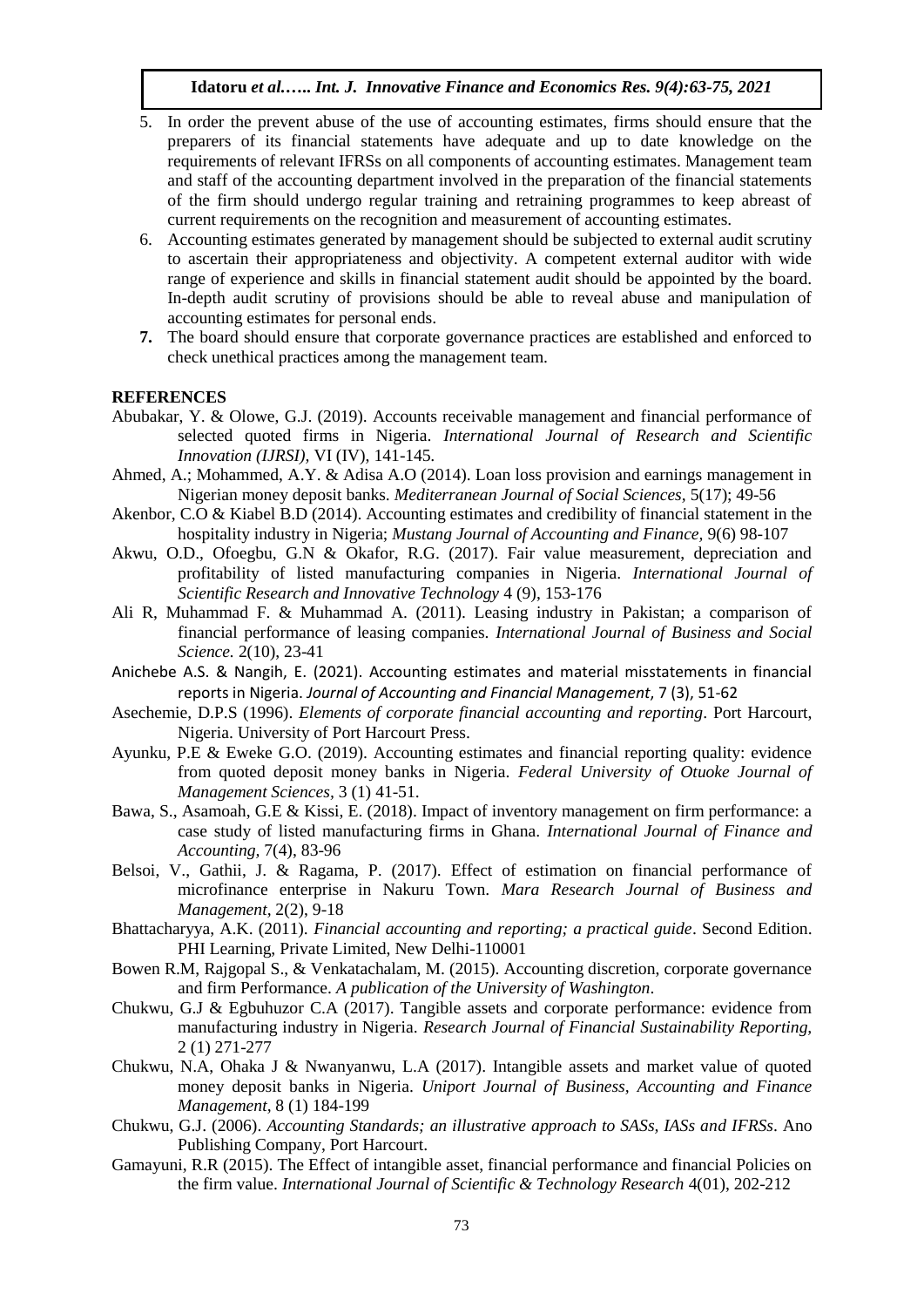5. In order the prevent abuse of the use of accounting estimates, firms should ensure that the preparers of its financial statements have adequate and up to date knowledge on the requirements of relevant IFRSs on all components of accounting estimates. Management team and staff of the accounting department involved in the preparation of the financial statements of the firm should undergo regular training and retraining programmes to keep abreast of current requirements on the recognition and measurement of accounting estimates.
6. Accounting estimates generated by management should be subjected to external audit scrutiny to ascertain their appropriateness and objectivity. A competent external auditor with wide range of experience and skills in financial statement audit should be appointed by the board. In-depth audit scrutiny of provisions should be able to reveal abuse and manipulation of accounting estimates for personal ends.
7. The board should ensure that corporate governance practices are established and enforced to check unethical practices among the management team.

## REFERENCES

Abubakar, Y. & Olowe, G.J. (2019). Accounts receivable management and financial performance of selected quoted firms in Nigeria. *International Journal of Research and Scientific Innovation (IJRSI),* VI (IV), 141-145.

Ahmed, A.; Mohammed, A.Y. & Adisa A.O (2014). Loan loss provision and earnings management in Nigerian money deposit banks. *Mediterranean Journal of Social Sciences,* 5(17); 49-56

Akenbor, C.O & Kiabel B.D (2014). Accounting estimates and credibility of financial statement in the hospitality industry in Nigeria; *Mustang Journal of Accounting and Finance,* 9(6) 98-107

Akwu, O.D., Ofoegbu, G.N & Okafor, R.G. (2017). Fair value measurement, depreciation and profitability of listed manufacturing companies in Nigeria. *International Journal of Scientific Research and Innovative Technology* 4 (9), 153-176

Ali R, Muhammad F. & Muhammad A. (2011). Leasing industry in Pakistan; a comparison of financial performance of leasing companies. *International Journal of Business and Social Science.* 2(10), 23-41

Anichebe A.S. & Nangih, E. (2021). Accounting estimates and material misstatements in financial reports in Nigeria. *Journal of Accounting and Financial Management*, 7 (3), 51-62

Asechemie, D.P.S (1996). *Elements of corporate financial accounting and reporting*. Port Harcourt, Nigeria. University of Port Harcourt Press.

Ayunku, P.E & Eweke G.O. (2019). Accounting estimates and financial reporting quality: evidence from quoted deposit money banks in Nigeria. *Federal University of Otuoke Journal of Management Sciences,* 3 (1) 41-51.

Bawa, S., Asamoah, G.E & Kissi, E. (2018). Impact of inventory management on firm performance: a case study of listed manufacturing firms in Ghana. *International Journal of Finance and Accounting,* 7(4), 83-96

Belsoi, V., Gathii, J. & Ragama, P. (2017). Effect of estimation on financial performance of microfinance enterprise in Nakuru Town. *Mara Research Journal of Business and Management,* 2(2), 9-18

Bhattacharyya, A.K. (2011). *Financial accounting and reporting; a practical guide*. Second Edition. PHI Learning, Private Limited, New Delhi-110001

Bowen R.M, Rajgopal S., & Venkatachalam, M. (2015). Accounting discretion, corporate governance and firm Performance. *A publication of the University of Washington*.

Chukwu, G.J & Egbuhuzor C.A (2017). Tangible assets and corporate performance: evidence from manufacturing industry in Nigeria. *Research Journal of Financial Sustainability Reporting,* 2 (1) 271-277

Chukwu, N.A, Ohaka J & Nwanyanwu, L.A (2017). Intangible assets and market value of quoted money deposit banks in Nigeria. *Uniport Journal of Business, Accounting and Finance Management,* 8 (1) 184-199

Chukwu, G.J. (2006). *Accounting Standards; an illustrative approach to SASs, IASs and IFRSs*. Ano Publishing Company, Port Harcourt.

Gamayuni, R.R (2015). The Effect of intangible asset, financial performance and financial Policies on the firm value. *International Journal of Scientific & Technology Research* 4(01), 202-212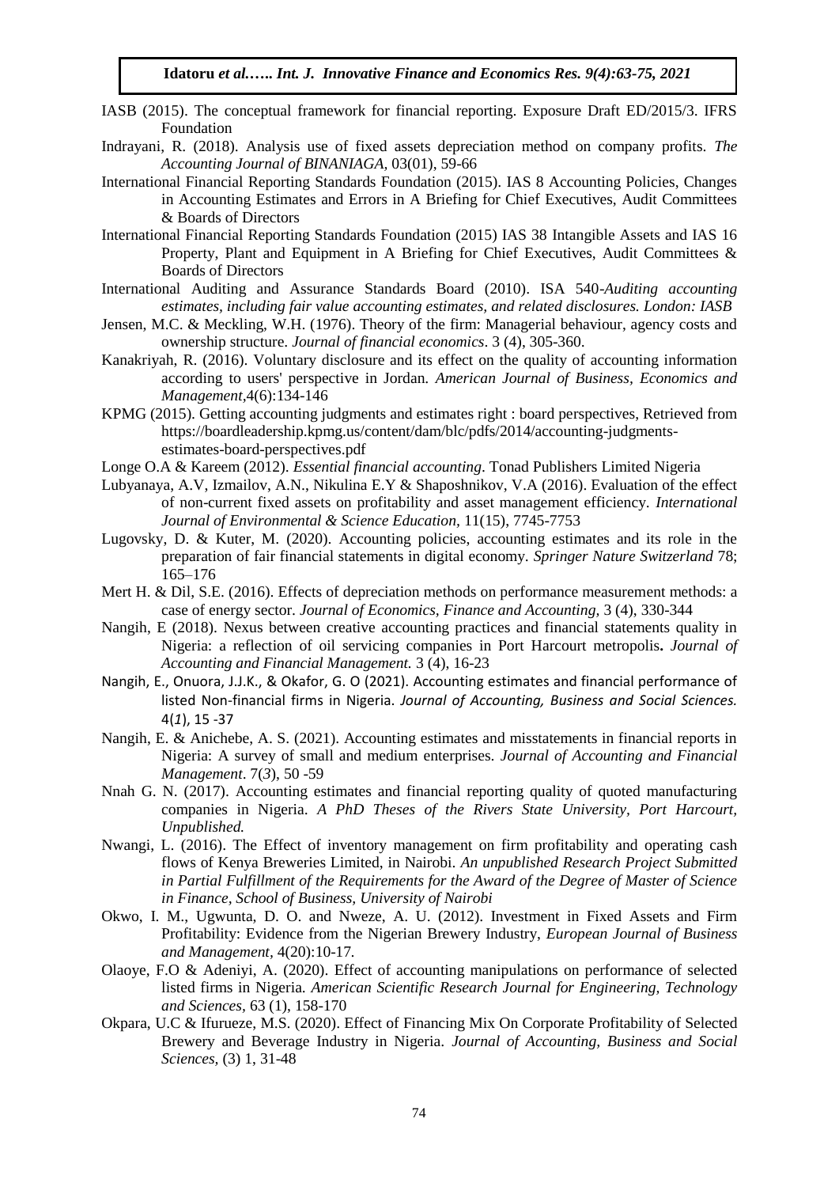IASB (2015). The conceptual framework for financial reporting. Exposure Draft ED/2015/3. IFRS Foundation

Indrayani, R. (2018). Analysis use of fixed assets depreciation method on company profits. *The Accounting Journal of BINANIAGA,* 03(01), 59-66

International Financial Reporting Standards Foundation (2015). IAS 8 Accounting Policies, Changes in Accounting Estimates and Errors in A Briefing for Chief Executives, Audit Committees & Boards of Directors

International Financial Reporting Standards Foundation (2015) IAS 38 Intangible Assets and IAS 16 Property, Plant and Equipment in A Briefing for Chief Executives, Audit Committees & Boards of Directors

International Auditing and Assurance Standards Board (2010). ISA 540-*Auditing accounting estimates, including fair value accounting estimates, and related disclosures. London: IASB*

Jensen, M.C. & Meckling, W.H. (1976). Theory of the firm: Managerial behaviour, agency costs and ownership structure. *Journal of financial economics*. 3 (4), 305-360.

Kanakriyah, R. (2016). Voluntary disclosure and its effect on the quality of accounting information according to users' perspective in Jordan. *American Journal of Business, Economics and Management,*4(6):134-146

KPMG (2015). Getting accounting judgments and estimates right : board perspectives, Retrieved from https://boardleadership.kpmg.us/content/dam/blc/pdfs/2014/accounting-judgments-estimates-board-perspectives.pdf

Longe O.A & Kareem (2012). *Essential financial accounting*. Tonad Publishers Limited Nigeria

Lubyanaya, A.V, Izmailov, A.N., Nikulina E.Y & Shaposhnikov, V.A (2016). Evaluation of the effect of non-current fixed assets on profitability and asset management efficiency. *International Journal of Environmental & Science Education,* 11(15), 7745-7753

Lugovsky, D. & Kuter, M. (2020). Accounting policies, accounting estimates and its role in the preparation of fair financial statements in digital economy. *Springer Nature Switzerland* 78; 165–176

Mert H. & Dil, S.E. (2016). Effects of depreciation methods on performance measurement methods: a case of energy sector. *Journal of Economics, Finance and Accounting,* 3 (4), 330-344

Nangih, E (2018). Nexus between creative accounting practices and financial statements quality in Nigeria: a reflection of oil servicing companies in Port Harcourt metropolis**.** *Journal of Accounting and Financial Management.* 3 (4), 16-23

Nangih, E., Onuora, J.J.K., & Okafor, G. O (2021). Accounting estimates and financial performance of listed Non-financial firms in Nigeria. *Journal of Accounting, Business and Social Sciences.* 4(*1*), 15 -37

Nangih, E. & Anichebe, A. S. (2021). Accounting estimates and misstatements in financial reports in Nigeria: A survey of small and medium enterprises. *Journal of Accounting and Financial Management*. 7(*3*), 50 -59

Nnah G. N. (2017). Accounting estimates and financial reporting quality of quoted manufacturing companies in Nigeria. *A PhD Theses of the Rivers State University, Port Harcourt, Unpublished.*

Nwangi, L. (2016). The Effect of inventory management on firm profitability and operating cash flows of Kenya Breweries Limited, in Nairobi. *An unpublished Research Project Submitted in Partial Fulfillment of the Requirements for the Award of the Degree of Master of Science in Finance, School of Business, University of Nairobi*

Okwo, I. M., Ugwunta, D. O. and Nweze, A. U. (2012). Investment in Fixed Assets and Firm Profitability: Evidence from the Nigerian Brewery Industry, *European Journal of Business and Management*, 4(20):10-17.

Olaoye, F.O & Adeniyi, A. (2020). Effect of accounting manipulations on performance of selected listed firms in Nigeria*. American Scientific Research Journal for Engineering, Technology and Sciences,* 63 (1), 158-170

Okpara, U.C & Ifurueze, M.S. (2020). Effect of Financing Mix On Corporate Profitability of Selected Brewery and Beverage Industry in Nigeria. *Journal of Accounting, Business and Social Sciences,* (3) 1, 31-48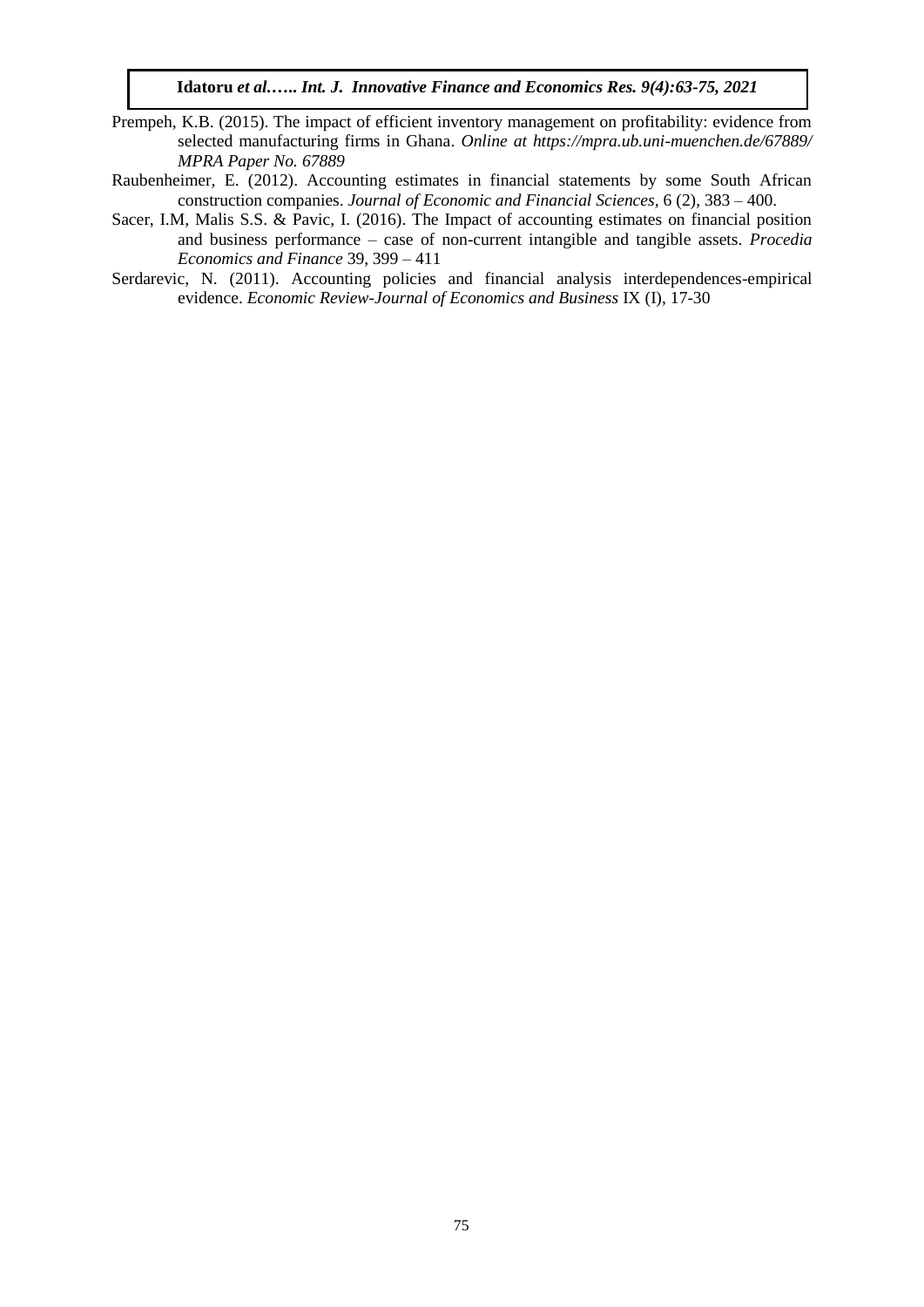Prempeh, K.B. (2015). The impact of efficient inventory management on profitability: evidence from selected manufacturing firms in Ghana. *Online at https://mpra.ub.uni-muenchen.de/67889/ MPRA Paper No. 67889*

Raubenheimer, E. (2012). Accounting estimates in financial statements by some South African construction companies. *Journal of Economic and Financial Sciences*, 6 (2), 383 – 400.

Sacer, I.M, Malis S.S. & Pavic, I. (2016). The Impact of accounting estimates on financial position and business performance – case of non-current intangible and tangible assets. *Procedia Economics and Finance* 39, 399 – 411

Serdarevic, N. (2011). Accounting policies and financial analysis interdependences-empirical evidence. *Economic Review-Journal of Economics and Business* IX (I), 17-30